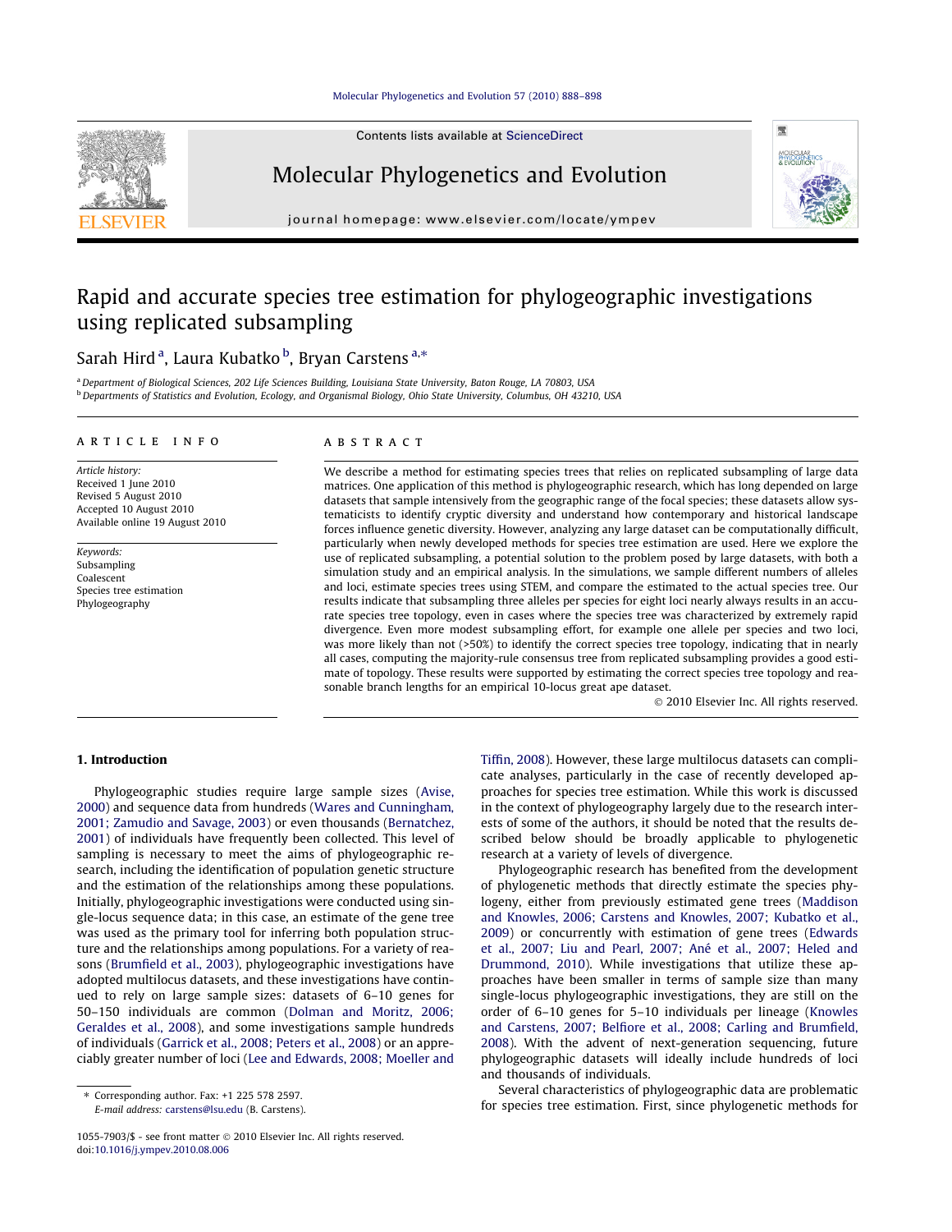# Rapid and accurate species tree estimation for phylogeographic investigations using replicated subsampling

Sarah Hird [a], Laura Kubatko [b], Bryan Carstens [a,*]

[a] Department of Biological Sciences, 202 Life Sciences Building, Louisiana State University, Baton Rouge, LA 70803, USA

[b] Departments of Statistics and Evolution, Ecology, and Organismal Biology, Ohio State University, Columbus, OH 43210, USA

**ARTICLE INFO**

*Article history:*
Received 1 June 2010
Revised 5 August 2010
Accepted 10 August 2010
Available online 19 August 2010

*Keywords:*
Subsampling
Coalescent
Species tree estimation
Phylogeography

**ABSTRACT**

We describe a method for estimating species trees that relies on replicated subsampling of large data matrices. One application of this method is phylogeographic research, which has long depended on large datasets that sample intensively from the geographic range of the focal species; these datasets allow systematicists to identify cryptic diversity and understand how contemporary and historical landscape forces influence genetic diversity. However, analyzing any large dataset can be computationally difficult, particularly when newly developed methods for species tree estimation are used. Here we explore the use of replicated subsampling, a potential solution to the problem posed by large datasets, with both a simulation study and an empirical analysis. In the simulations, we sample different numbers of alleles and loci, estimate species trees using STEM, and compare the estimated to the actual species tree. Our results indicate that subsampling three alleles per species for eight loci nearly always results in an accurate species tree topology, even in cases where the species tree was characterized by extremely rapid divergence. Even more modest subsampling effort, for example one allele per species and two loci, was more likely than not (>50%) to identify the correct species tree topology, indicating that in nearly all cases, computing the majority-rule consensus tree from replicated subsampling provides a good estimate of topology. These results were supported by estimating the correct species tree topology and reasonable branch lengths for an empirical 10-locus great ape dataset.

© 2010 Elsevier Inc. All rights reserved.

## 1. Introduction

Phylogeographic studies require large sample sizes (Avise, 2000) and sequence data from hundreds (Wares and Cunningham, 2001; Zamudio and Savage, 2003) or even thousands (Bernatchez, 2001) of individuals have frequently been collected. This level of sampling is necessary to meet the aims of phylogeographic research, including the identification of population genetic structure and the estimation of the relationships among these populations. Initially, phylogeographic investigations were conducted using single-locus sequence data; in this case, an estimate of the gene tree was used as the primary tool for inferring both population structure and the relationships among populations. For a variety of reasons (Brumfield et al., 2003), phylogeographic investigations have adopted multilocus datasets, and these investigations have continued to rely on large sample sizes: datasets of 6–10 genes for 50–150 individuals are common (Dolman and Moritz, 2006; Geraldes et al., 2008), and some investigations sample hundreds of individuals (Garrick et al., 2008; Peters et al., 2008) or an appreciably greater number of loci (Lee and Edwards, 2008; Moeller and Tiffin, 2008). However, these large multilocus datasets can complicate analyses, particularly in the case of recently developed approaches for species tree estimation. While this work is discussed in the context of phylogeography largely due to the research interests of some of the authors, it should be noted that the results described below should be broadly applicable to phylogenetic research at a variety of levels of divergence.

Phylogeographic research has benefited from the development of phylogenetic methods that directly estimate the species phylogeny, either from previously estimated gene trees (Maddison and Knowles, 2006; Carstens and Knowles, 2007; Kubatko et al., 2009) or concurrently with estimation of gene trees (Edwards et al., 2007; Liu and Pearl, 2007; Ané et al., 2007; Heled and Drummond, 2010). While investigations that utilize these approaches have been smaller in terms of sample size than many single-locus phylogeographic investigations, they are still on the order of 6–10 genes for 5–10 individuals per lineage (Knowles and Carstens, 2007; Belfiore et al., 2008; Carling and Brumfield, 2008). With the advent of next-generation sequencing, future phylogeographic datasets will ideally include hundreds of loci and thousands of individuals.

Several characteristics of phylogeographic data are problematic for species tree estimation. First, since phylogenetic methods for

\* Corresponding author. Fax: +1 225 578 2597.
*E-mail address:* carstens@lsu.edu (B. Carstens).

1055-7903/$ - see front matter © 2010 Elsevier Inc. All rights reserved.
doi:10.1016/j.ympev.2010.08.006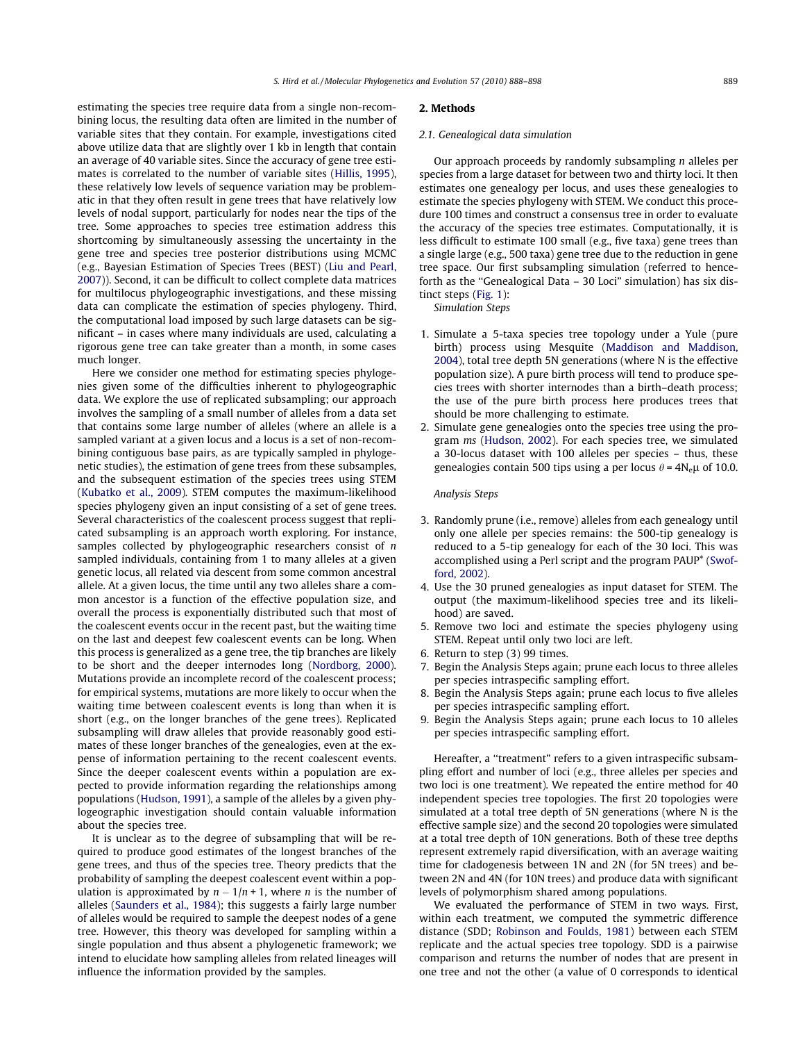estimating the species tree require data from a single non-recombining locus, the resulting data often are limited in the number of variable sites that they contain. For example, investigations cited above utilize data that are slightly over 1 kb in length that contain an average of 40 variable sites. Since the accuracy of gene tree estimates is correlated to the number of variable sites (Hillis, 1995), these relatively low levels of sequence variation may be problematic in that they often result in gene trees that have relatively low levels of nodal support, particularly for nodes near the tips of the tree. Some approaches to species tree estimation address this shortcoming by simultaneously assessing the uncertainty in the gene tree and species tree posterior distributions using MCMC (e.g., Bayesian Estimation of Species Trees (BEST) (Liu and Pearl, 2007)). Second, it can be difficult to collect complete data matrices for multilocus phylogeographic investigations, and these missing data can complicate the estimation of species phylogeny. Third, the computational load imposed by such large datasets can be significant – in cases where many individuals are used, calculating a rigorous gene tree can take greater than a month, in some cases much longer.

Here we consider one method for estimating species phylogenies given some of the difficulties inherent to phylogeographic data. We explore the use of replicated subsampling; our approach involves the sampling of a small number of alleles from a data set that contains some large number of alleles (where an allele is a sampled variant at a given locus and a locus is a set of non-recombining contiguous base pairs, as are typically sampled in phylogenetic studies), the estimation of gene trees from these subsamples, and the subsequent estimation of the species trees using STEM (Kubatko et al., 2009). STEM computes the maximum-likelihood species phylogeny given an input consisting of a set of gene trees. Several characteristics of the coalescent process suggest that replicated subsampling is an approach worth exploring. For instance, samples collected by phylogeographic researchers consist of $n$ sampled individuals, containing from 1 to many alleles at a given genetic locus, all related via descent from some common ancestral allele. At a given locus, the time until any two alleles share a common ancestor is a function of the effective population size, and overall the process is exponentially distributed such that most of the coalescent events occur in the recent past, but the waiting time on the last and deepest few coalescent events can be long. When this process is generalized as a gene tree, the tip branches are likely to be short and the deeper internodes long (Nordborg, 2000). Mutations provide an incomplete record of the coalescent process; for empirical systems, mutations are more likely to occur when the waiting time between coalescent events is long than when it is short (e.g., on the longer branches of the gene trees). Replicated subsampling will draw alleles that provide reasonably good estimates of these longer branches of the genealogies, even at the expense of information pertaining to the recent coalescent events. Since the deeper coalescent events within a population are expected to provide information regarding the relationships among populations (Hudson, 1991), a sample of the alleles by a given phylogeographic investigation should contain valuable information about the species tree.

It is unclear as to the degree of subsampling that will be required to produce good estimates of the longest branches of the gene trees, and thus of the species tree. Theory predicts that the probability of sampling the deepest coalescent event within a population is approximated by $n - 1/n + 1$, where $n$ is the number of alleles (Saunders et al., 1984); this suggests a fairly large number of alleles would be required to sample the deepest nodes of a gene tree. However, this theory was developed for sampling within a single population and thus absent a phylogenetic framework; we intend to elucidate how sampling alleles from related lineages will influence the information provided by the samples.

## 2. Methods

### 2.1. Genealogical data simulation

Our approach proceeds by randomly subsampling $n$ alleles per species from a large dataset for between two and thirty loci. It then estimates one genealogy per locus, and uses these genealogies to estimate the species phylogeny with STEM. We conduct this procedure 100 times and construct a consensus tree in order to evaluate the accuracy of the species tree estimates. Computationally, it is less difficult to estimate 100 small (e.g., five taxa) gene trees than a single large (e.g., 500 taxa) gene tree due to the reduction in gene tree space. Our first subsampling simulation (referred to henceforth as the "Genealogical Data – 30 Loci" simulation) has six distinct steps (Fig. 1):

*Simulation Steps*

1. Simulate a 5-taxa species tree topology under a Yule (pure birth) process using Mesquite (Maddison and Maddison, 2004), total tree depth 5N generations (where N is the effective population size). A pure birth process will tend to produce species trees with shorter internodes than a birth–death process; the use of the pure birth process here produces trees that should be more challenging to estimate.
2. Simulate gene genealogies onto the species tree using the program *ms* (Hudson, 2002). For each species tree, we simulated a 30-locus dataset with 100 alleles per species – thus, these genealogies contain 500 tips using a per locus $\theta = 4N_e\mu$ of 10.0.

*Analysis Steps*

3. Randomly prune (i.e., remove) alleles from each genealogy until only one allele per species remains: the 500-tip genealogy is reduced to a 5-tip genealogy for each of the 30 loci. This was accomplished using a Perl script and the program PAUP* (Swofford, 2002).
4. Use the 30 pruned genealogies as input dataset for STEM. The output (the maximum-likelihood species tree and its likelihood) are saved.
5. Remove two loci and estimate the species phylogeny using STEM. Repeat until only two loci are left.
6. Return to step (3) 99 times.
7. Begin the Analysis Steps again; prune each locus to three alleles per species intraspecific sampling effort.
8. Begin the Analysis Steps again; prune each locus to five alleles per species intraspecific sampling effort.
9. Begin the Analysis Steps again; prune each locus to 10 alleles per species intraspecific sampling effort.

Hereafter, a "treatment" refers to a given intraspecific subsampling effort and number of loci (e.g., three alleles per species and two loci is one treatment). We repeated the entire method for 40 independent species tree topologies. The first 20 topologies were simulated at a total tree depth of 5N generations (where N is the effective sample size) and the second 20 topologies were simulated at a total tree depth of 10N generations. Both of these tree depths represent extremely rapid diversification, with an average waiting time for cladogenesis between 1N and 2N (for 5N trees) and between 2N and 4N (for 10N trees) and produce data with significant levels of polymorphism shared among populations.

We evaluated the performance of STEM in two ways. First, within each treatment, we computed the symmetric difference distance (SDD; Robinson and Foulds, 1981) between each STEM replicate and the actual species tree topology. SDD is a pairwise comparison and returns the number of nodes that are present in one tree and not the other (a value of 0 corresponds to identical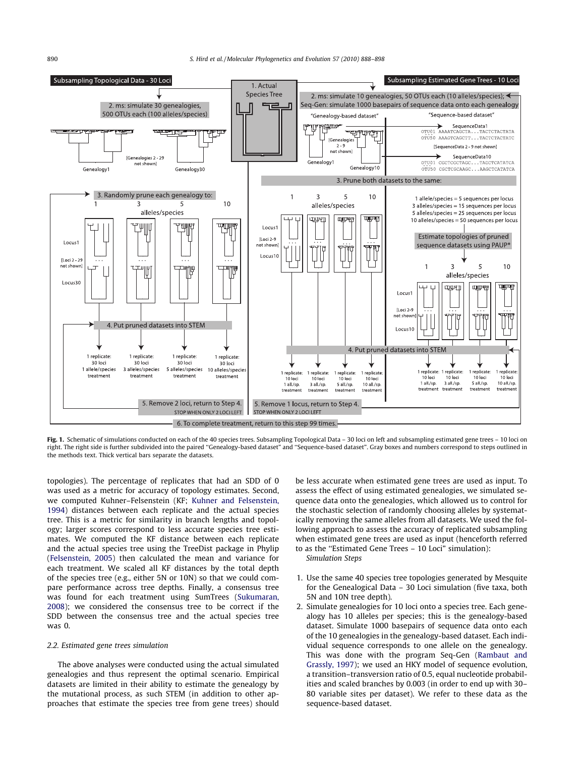**Fig. 1.** Schematic of simulations conducted on each of the 40 species trees. Subsampling Topological Data – 30 loci on left and subsampling estimated gene trees – 10 loci on right. The right side is further subdivided into the paired "Genealogy-based dataset" and "Sequence-based dataset". Gray boxes and numbers correspond to steps outlined in the methods text. Thick vertical bars separate the datasets.

topologies). The percentage of replicates that had an SDD of 0 was used as a metric for accuracy of topology estimates. Second, we computed Kuhner–Felsenstein (KF; Kuhner and Felsenstein, 1994) distances between each replicate and the actual species tree. This is a metric for similarity in branch lengths and topology; larger scores correspond to less accurate species tree estimates. We computed the KF distance between each replicate and the actual species tree using the TreeDist package in Phylip (Felsenstein, 2005) then calculated the mean and variance for each treatment. We scaled all KF distances by the total depth of the species tree (e.g., either 5N or 10N) so that we could compare performance across tree depths. Finally, a consensus tree was found for each treatment using SumTrees (Sukumaran, 2008); we considered the consensus tree to be correct if the SDD between the consensus tree and the actual species tree was 0.

### 2.2. Estimated gene trees simulation

The above analyses were conducted using the actual simulated genealogies and thus represent the optimal scenario. Empirical datasets are limited in their ability to estimate the genealogy by the mutational process, as such STEM (in addition to other approaches that estimate the species tree from gene trees) should be less accurate when estimated gene trees are used as input. To assess the effect of using estimated genealogies, we simulated sequence data onto the genealogies, which allowed us to control for the stochastic selection of randomly choosing alleles by systematically removing the same alleles from all datasets. We used the following approach to assess the accuracy of replicated subsampling when estimated gene trees are used as input (henceforth referred to as the "Estimated Gene Trees – 10 Loci" simulation):

*Simulation Steps*

1. Use the same 40 species tree topologies generated by Mesquite for the Genealogical Data – 30 Loci simulation (five taxa, both 5N and 10N tree depth).
2. Simulate genealogies for 10 loci onto a species tree. Each genealogy has 10 alleles per species; this is the genealogy-based dataset. Simulate 1000 basepairs of sequence data onto each of the 10 genealogies in the genealogy-based dataset. Each individual sequence corresponds to one allele on the genealogy. This was done with the program Seq-Gen (Rambaut and Grassly, 1997); we used an HKY model of sequence evolution, a transition–transversion ratio of 0.5, equal nucleotide probabilities and scaled branches by 0.003 (in order to end up with 30–80 variable sites per dataset). We refer to these data as the sequence-based dataset.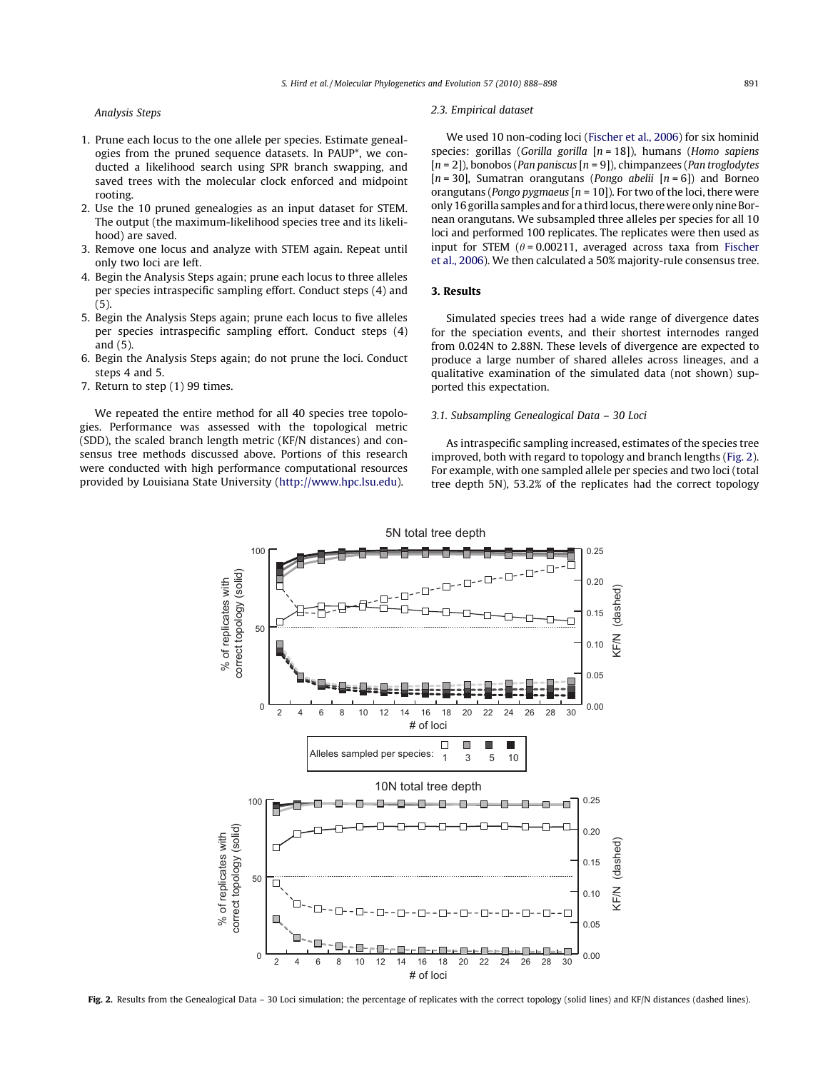*Analysis Steps*

1. Prune each locus to the one allele per species. Estimate genealogies from the pruned sequence datasets. In PAUP*, we conducted a likelihood search using SPR branch swapping, and saved trees with the molecular clock enforced and midpoint rooting.
2. Use the 10 pruned genealogies as an input dataset for STEM. The output (the maximum-likelihood species tree and its likelihood) are saved.
3. Remove one locus and analyze with STEM again. Repeat until only two loci are left.
4. Begin the Analysis Steps again; prune each locus to three alleles per species intraspecific sampling effort. Conduct steps (4) and (5).
5. Begin the Analysis Steps again; prune each locus to five alleles per species intraspecific sampling effort. Conduct steps (4) and (5).
6. Begin the Analysis Steps again; do not prune the loci. Conduct steps 4 and 5.
7. Return to step (1) 99 times.

We repeated the entire method for all 40 species tree topologies. Performance was assessed with the topological metric (SDD), the scaled branch length metric (KF/N distances) and consensus tree methods discussed above. Portions of this research were conducted with high performance computational resources provided by Louisiana State University (http://www.hpc.lsu.edu).

### 2.3. Empirical dataset

We used 10 non-coding loci (Fischer et al., 2006) for six hominid species: gorillas (*Gorilla gorilla* [$n = 18$]), humans (*Homo sapiens* [$n = 2$]), bonobos (*Pan paniscus* [$n = 9$]), chimpanzees (*Pan troglodytes* [$n = 30$], Sumatran orangutans (*Pongo abelii* [$n = 6$]) and Borneo orangutans (*Pongo pygmaeus* [$n = 10$]). For two of the loci, there were only 16 gorilla samples and for a third locus, there were only nine Bornean orangutans. We subsampled three alleles per species for all 10 loci and performed 100 replicates. The replicates were then used as input for STEM ($\theta = 0.00211$, averaged across taxa from Fischer et al., 2006). We then calculated a 50% majority-rule consensus tree.

## 3. Results

Simulated species trees had a wide range of divergence dates for the speciation events, and their shortest internodes ranged from 0.024N to 2.88N. These levels of divergence are expected to produce a large number of shared alleles across lineages, and a qualitative examination of the simulated data (not shown) supported this expectation.

### 3.1. Subsampling Genealogical Data – 30 Loci

As intraspecific sampling increased, estimates of the species tree improved, both with regard to topology and branch lengths (Fig. 2). For example, with one sampled allele per species and two loci (total tree depth 5N), 53.2% of the replicates had the correct topology

**Fig. 2.** Results from the Genealogical Data – 30 Loci simulation; the percentage of replicates with the correct topology (solid lines) and KF/N distances (dashed lines).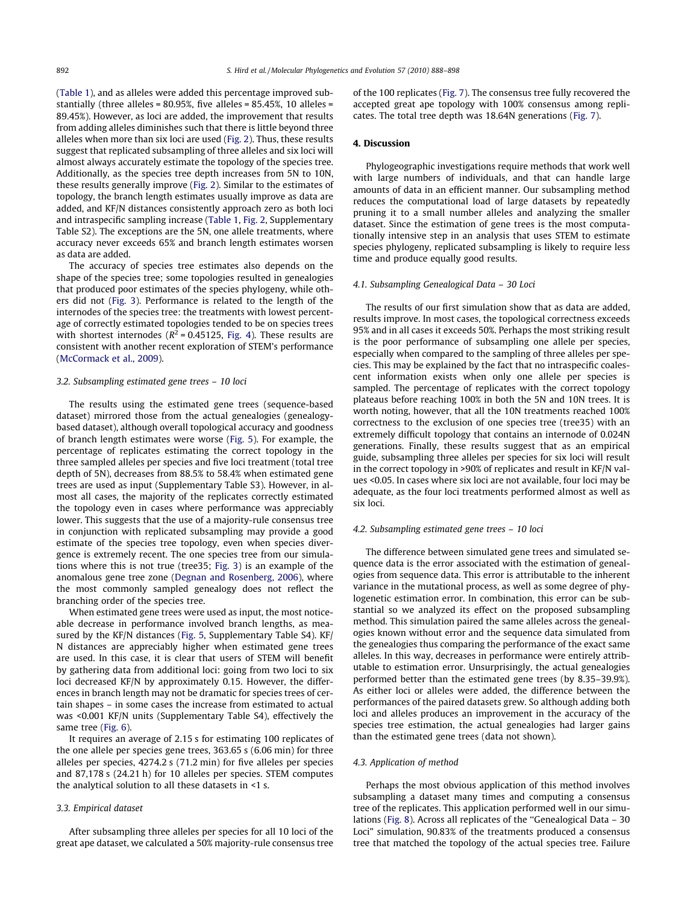(Table 1), and as alleles were added this percentage improved substantially (three alleles = 80.95%, five alleles = 85.45%, 10 alleles = 89.45%). However, as loci are added, the improvement that results from adding alleles diminishes such that there is little beyond three alleles when more than six loci are used (Fig. 2). Thus, these results suggest that replicated subsampling of three alleles and six loci will almost always accurately estimate the topology of the species tree. Additionally, as the species tree depth increases from 5N to 10N, these results generally improve (Fig. 2). Similar to the estimates of topology, the branch length estimates usually improve as data are added, and KF/N distances consistently approach zero as both loci and intraspecific sampling increase (Table 1, Fig. 2, Supplementary Table S2). The exceptions are the 5N, one allele treatments, where accuracy never exceeds 65% and branch length estimates worsen as data are added.

The accuracy of species tree estimates also depends on the shape of the species tree; some topologies resulted in genealogies that produced poor estimates of the species phylogeny, while others did not (Fig. 3). Performance is related to the length of the internodes of the species tree: the treatments with lowest percentage of correctly estimated topologies tended to be on species trees with shortest internodes ($R^2 = 0.45125$, Fig. 4). These results are consistent with another recent exploration of STEM's performance (McCormack et al., 2009).

### 3.2. Subsampling estimated gene trees – 10 loci

The results using the estimated gene trees (sequence-based dataset) mirrored those from the actual genealogies (genealogy-based dataset), although overall topological accuracy and goodness of branch length estimates were worse (Fig. 5). For example, the percentage of replicates estimating the correct topology in the three sampled alleles per species and five loci treatment (total tree depth of 5N), decreases from 88.5% to 58.4% when estimated gene trees are used as input (Supplementary Table S3). However, in almost all cases, the majority of the replicates correctly estimated the topology even in cases where performance was appreciably lower. This suggests that the use of a majority-rule consensus tree in conjunction with replicated subsampling may provide a good estimate of the species tree topology, even when species divergence is extremely recent. The one species tree from our simulations where this is not true (tree35; Fig. 3) is an example of the anomalous gene tree zone (Degnan and Rosenberg, 2006), where the most commonly sampled genealogy does not reflect the branching order of the species tree.

When estimated gene trees were used as input, the most noticeable decrease in performance involved branch lengths, as measured by the KF/N distances (Fig. 5, Supplementary Table S4). KF/N distances are appreciably higher when estimated gene trees are used. In this case, it is clear that users of STEM will benefit by gathering data from additional loci: going from two loci to six loci decreased KF/N by approximately 0.15. However, the differences in branch length may not be dramatic for species trees of certain shapes – in some cases the increase from estimated to actual was <0.001 KF/N units (Supplementary Table S4), effectively the same tree (Fig. 6).

It requires an average of 2.15 s for estimating 100 replicates of the one allele per species gene trees, 363.65 s (6.06 min) for three alleles per species, 4274.2 s (71.2 min) for five alleles per species and 87,178 s (24.21 h) for 10 alleles per species. STEM computes the analytical solution to all these datasets in <1 s.

### 3.3. Empirical dataset

After subsampling three alleles per species for all 10 loci of the great ape dataset, we calculated a 50% majority-rule consensus tree of the 100 replicates (Fig. 7). The consensus tree fully recovered the accepted great ape topology with 100% consensus among replicates. The total tree depth was 18.64N generations (Fig. 7).

## 4. Discussion

Phylogeographic investigations require methods that work well with large numbers of individuals, and that can handle large amounts of data in an efficient manner. Our subsampling method reduces the computational load of large datasets by repeatedly pruning it to a small number alleles and analyzing the smaller dataset. Since the estimation of gene trees is the most computationally intensive step in an analysis that uses STEM to estimate species phylogeny, replicated subsampling is likely to require less time and produce equally good results.

### 4.1. Subsampling Genealogical Data – 30 Loci

The results of our first simulation show that as data are added, results improve. In most cases, the topological correctness exceeds 95% and in all cases it exceeds 50%. Perhaps the most striking result is the poor performance of subsampling one allele per species, especially when compared to the sampling of three alleles per species. This may be explained by the fact that no intraspecific coalescent information exists when only one allele per species is sampled. The percentage of replicates with the correct topology plateaus before reaching 100% in both the 5N and 10N trees. It is worth noting, however, that all the 10N treatments reached 100% correctness to the exclusion of one species tree (tree35) with an extremely difficult topology that contains an internode of 0.024N generations. Finally, these results suggest that as an empirical guide, subsampling three alleles per species for six loci will result in the correct topology in >90% of replicates and result in KF/N values <0.05. In cases where six loci are not available, four loci may be adequate, as the four loci treatments performed almost as well as six loci.

### 4.2. Subsampling estimated gene trees – 10 loci

The difference between simulated gene trees and simulated sequence data is the error associated with the estimation of genealogies from sequence data. This error is attributable to the inherent variance in the mutational process, as well as some degree of phylogenetic estimation error. In combination, this error can be substantial so we analyzed its effect on the proposed subsampling method. This simulation paired the same alleles across the genealogies known without error and the sequence data simulated from the genealogies thus comparing the performance of the exact same alleles. In this way, decreases in performance were entirely attributable to estimation error. Unsurprisingly, the actual genealogies performed better than the estimated gene trees (by 8.35–39.9%). As either loci or alleles were added, the difference between the performances of the paired datasets grew. So although adding both loci and alleles produces an improvement in the accuracy of the species tree estimation, the actual genealogies had larger gains than the estimated gene trees (data not shown).

### 4.3. Application of method

Perhaps the most obvious application of this method involves subsampling a dataset many times and computing a consensus tree of the replicates. This application performed well in our simulations (Fig. 8). Across all replicates of the "Genealogical Data – 30 Loci" simulation, 90.83% of the treatments produced a consensus tree that matched the topology of the actual species tree. Failure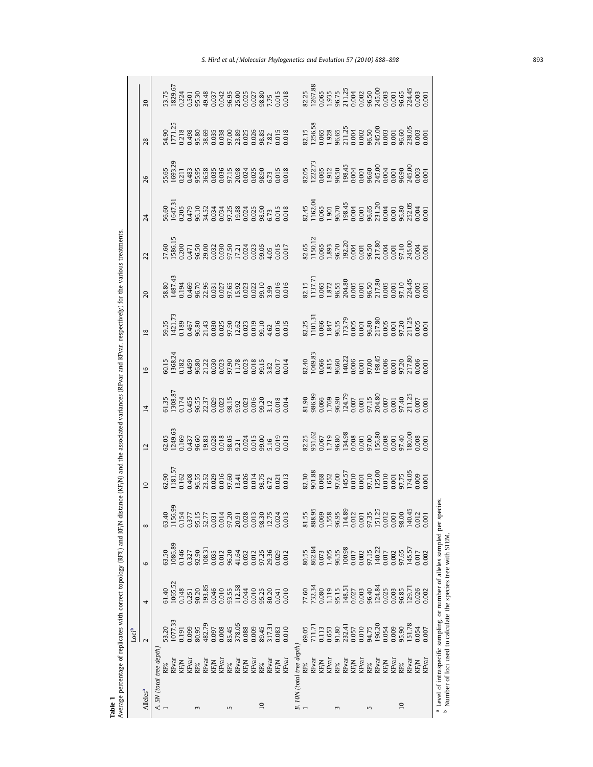**Table 1**

Average percentage of replicates with correct topology (RF%) and KF/N distance (KF/N) and the associated variances (RFvar and KFvar, respectively) for the various treatments.

| Alleles[a] | | Loci[b] | | | | | | | | | | | | | | |
|---|---|---|---|---|---|---|---|---|---|---|---|---|---|---|---|---|
| | | 2 | 4 | 6 | 8 | 10 | 12 | 14 | 16 | 18 | 20 | 22 | 24 | 26 | 28 | 30 |
| *A. 5N (total tree depth)* | | | | | | | | | | | | | | | | |
| 1 | RF% | 53.20 | 61.40 | 63.50 | 63.40 | 62.90 | 62.05 | 61.35 | 60.15 | 59.55 | 58.80 | 57.60 | 56.60 | 55.65 | 54.90 | 53.75 |
| | RFvar | 1077.33 | 1065.52 | 1086.89 | 1156.99 | 1181.57 | 1249.63 | 1308.87 | 1368.24 | 1421.73 | 1487.43 | 1586.15 | 1647.31 | 1693.29 | 1771.25 | 1829.67 |
| | KF/N | 0.191 | 0.148 | 0.146 | 0.154 | 0.162 | 0.169 | 0.174 | 0.182 | 0.189 | 0.194 | 0.200 | 0.205 | 0.211 | 0.218 | 0.224 |
| | KFvar | 0.099 | 0.251 | 0.327 | 0.377 | 0.408 | 0.437 | 0.455 | 0.459 | 0.467 | 0.469 | 0.471 | 0.479 | 0.483 | 0.498 | 0.501 |
| 3 | RF% | 80.95 | 90.20 | 92.90 | 95.15 | 96.55 | 96.60 | 96.55 | 96.80 | 96.80 | 96.70 | 96.50 | 96.10 | 95.95 | 95.80 | 95.30 |
| | RFvar | 482.79 | 193.85 | 108.31 | 52.77 | 23.52 | 19.83 | 22.37 | 21.22 | 21.43 | 22.96 | 29.00 | 34.52 | 36.58 | 38.69 | 49.48 |
| | KF/N | 0.097 | 0.046 | 0.035 | 0.031 | 0.029 | 0.028 | 0.029 | 0.030 | 0.030 | 0.031 | 0.032 | 0.034 | 0.035 | 0.035 | 0.037 |
| | KFvar | 0.008 | 0.010 | 0.012 | 0.014 | 0.016 | 0.018 | 0.022 | 0.023 | 0.025 | 0.027 | 0.030 | 0.034 | 0.036 | 0.038 | 0.042 |
| 5 | RF% | 85.45 | 93.55 | 96.20 | 97.20 | 97.60 | 98.05 | 98.15 | 97.90 | 97.90 | 97.65 | 97.50 | 97.25 | 97.15 | 97.00 | 96.95 |
| | RFvar | 378.05 | 112.58 | 41.64 | 20.91 | 13.41 | 9.21 | 9.92 | 11.78 | 12.62 | 15.92 | 17.21 | 19.88 | 20.98 | 23.89 | 25.00 |
| | KF/N | 0.088 | 0.044 | 0.032 | 0.028 | 0.026 | 0.024 | 0.023 | 0.023 | 0.023 | 0.023 | 0.024 | 0.024 | 0.024 | 0.025 | 0.025 |
| | KFvar | 0.009 | 0.010 | 0.012 | 0.013 | 0.014 | 0.015 | 0.016 | 0.018 | 0.019 | 0.022 | 0.023 | 0.025 | 0.025 | 0.026 | 0.027 |
| 10 | RF% | 89.45 | 95.25 | 97.25 | 98.30 | 98.75 | 99.00 | 99.20 | 99.15 | 99.10 | 99.10 | 99.05 | 98.90 | 98.90 | 98.85 | 98.80 |
| | RFvar | 317.31 | 80.20 | 29.36 | 12.75 | 6.72 | 5.16 | 3.12 | 3.82 | 4.62 | 3.99 | 4.05 | 6.73 | 6.73 | 7.82 | 7.75 |
| | KF/N | 0.083 | 0.041 | 0.029 | 0.024 | 0.021 | 0.019 | 0.018 | 0.017 | 0.016 | 0.016 | 0.015 | 0.015 | 0.015 | 0.015 | 0.015 |
| | KFvar | 0.010 | 0.010 | 0.012 | 0.013 | 0.013 | 0.013 | 0.014 | 0.014 | 0.015 | 0.016 | 0.017 | 0.018 | 0.018 | 0.018 | 0.018 |
| *B. 10N (total tree depth)* | | | | | | | | | | | | | | | | |
| 1 | RF% | 69.05 | 77.60 | 80.55 | 81.55 | 82.30 | 82.25 | 81.90 | 82.40 | 82.25 | 82.15 | 82.65 | 82.45 | 82.05 | 82.15 | 82.25 |
| | RFvar | 711.71 | 732.34 | 862.84 | 888.95 | 901.88 | 931.62 | 986.99 | 1049.83 | 1101.31 | 1137.71 | 1150.12 | 1162.04 | 1222.73 | 1256.58 | 1267.88 |
| | KF/N | 0.113 | 0.080 | 0.073 | 0.069 | 0.068 | 0.067 | 0.066 | 0.066 | 0.066 | 0.065 | 0.065 | 0.065 | 0.065 | 0.065 | 0.065 |
| | KFvar | 0.653 | 1.119 | 1.405 | 1.558 | 1.652 | 1.719 | 1.769 | 1.815 | 1.847 | 1.872 | 1.893 | 1.901 | 1.912 | 1.928 | 1.935 |
| 3 | RF% | 91.80 | 95.15 | 96.55 | 96.95 | 97.00 | 96.80 | 96.90 | 96.60 | 96.55 | 96.55 | 96.70 | 96.70 | 96.50 | 96.65 | 96.75 |
| | RFvar | 232.41 | 148.51 | 100.98 | 114.89 | 145.57 | 134.98 | 124.79 | 140.22 | 173.79 | 204.80 | 192.20 | 198.45 | 198.45 | 211.25 | 211.25 |
| | KF/N | 0.057 | 0.027 | 0.017 | 0.012 | 0.010 | 0.008 | 0.007 | 0.006 | 0.005 | 0.005 | 0.004 | 0.004 | 0.004 | 0.004 | 0.004 |
| | KFvar | 0.010 | 0.003 | 0.002 | 0.001 | 0.001 | 0.001 | 0.001 | 0.001 | 0.001 | 0.001 | 0.001 | 0.001 | 0.001 | 0.002 | 0.002 |
| 5 | RF% | 94.75 | 96.40 | 97.15 | 97.35 | 97.10 | 97.00 | 97.15 | 97.00 | 96.80 | 96.50 | 96.50 | 96.65 | 96.60 | 96.50 | 96.50 |
| | RFvar | 196.20 | 124.84 | 140.22 | 151.25 | 125.00 | 156.80 | 204.80 | 198.45 | 217.80 | 217.80 | 217.80 | 231.20 | 245.00 | 245.00 | 245.00 |
| | KF/N | 0.054 | 0.025 | 0.017 | 0.012 | 0.010 | 0.008 | 0.007 | 0.006 | 0.005 | 0.005 | 0.004 | 0.004 | 0.004 | 0.003 | 0.003 |
| | KFvar | 0.009 | 0.003 | 0.002 | 0.001 | 0.001 | 0.001 | 0.001 | 0.001 | 0.001 | 0.001 | 0.001 | 0.001 | 0.001 | 0.001 | 0.001 |
| 10 | RF% | 95.90 | 96.85 | 97.65 | 98.00 | 97.75 | 97.40 | 97.40 | 97.20 | 97.20 | 97.10 | 97.10 | 96.80 | 96.90 | 96.60 | 96.65 |
| | RFvar | 151.78 | 129.71 | 145.57 | 140.45 | 174.05 | 180.00 | 211.25 | 217.80 | 211.25 | 224.45 | 245.00 | 252.05 | 245.00 | 238.05 | 224.45 |
| | KF/N | 0.054 | 0.026 | 0.017 | 0.012 | 0.009 | 0.008 | 0.007 | 0.006 | 0.005 | 0.005 | 0.004 | 0.004 | 0.003 | 0.003 | 0.003 |
| | KFvar | 0.007 | 0.002 | 0.002 | 0.001 | 0.001 | 0.001 | 0.001 | 0.001 | 0.001 | 0.001 | 0.001 | 0.001 | 0.001 | 0.001 | 0.001 |

[a] Level of intraspecific sampling, or number of alleles sampled per species.

[b] Number of loci used to calculate the species tree with STEM.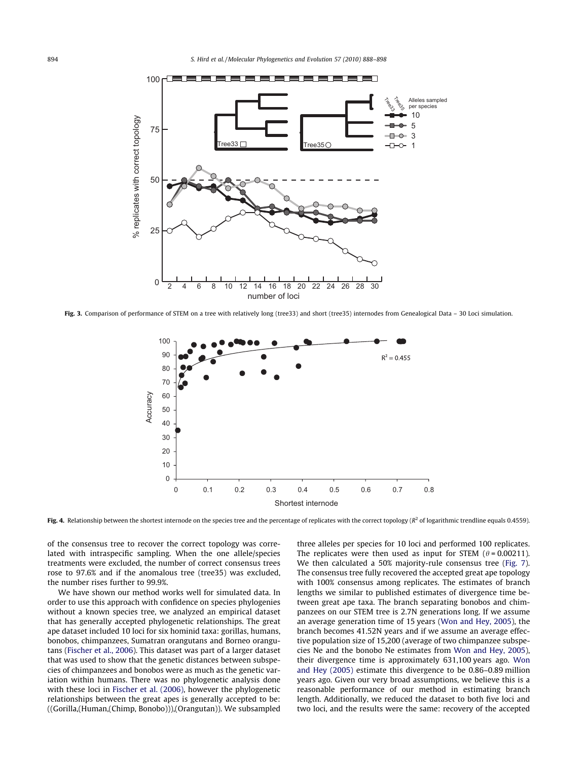Fig. 3. Comparison of performance of STEM on a tree with relatively long (tree33) and short (tree35) internodes from Genealogical Data – 30 Loci simulation.

Fig. 4. Relationship between the shortest internode on the species tree and the percentage of replicates with the correct topology ($R^2$ of logarithmic trendline equals 0.4559).

of the consensus tree to recover the correct topology was correlated with intraspecific sampling. When the one allele/species treatments were excluded, the number of correct consensus trees rose to 97.6% and if the anomalous tree (tree35) was excluded, the number rises further to 99.9%.

We have shown our method works well for simulated data. In order to use this approach with confidence on species phylogenies without a known species tree, we analyzed an empirical dataset that has generally accepted phylogenetic relationships. The great ape dataset included 10 loci for six hominid taxa: gorillas, humans, bonobos, chimpanzees, Sumatran orangutans and Borneo orangutans (Fischer et al., 2006). This dataset was part of a larger dataset that was used to show that the genetic distances between subspecies of chimpanzees and bonobos were as much as the genetic variation within humans. There was no phylogenetic analysis done with these loci in Fischer et al. (2006), however the phylogenetic relationships between the great apes is generally accepted to be: ((Gorilla,(Human,(Chimp, Bonobo))),(Orangutan)). We subsampled three alleles per species for 10 loci and performed 100 replicates. The replicates were then used as input for STEM ($\theta$ = 0.00211). We then calculated a 50% majority-rule consensus tree (Fig. 7). The consensus tree fully recovered the accepted great ape topology with 100% consensus among replicates. The estimates of branch lengths we similar to published estimates of divergence time between great ape taxa. The branch separating bonobos and chimpanzees on our STEM tree is 2.7N generations long. If we assume an average generation time of 15 years (Won and Hey, 2005), the branch becomes 41.52N years and if we assume an average effective population size of 15,200 (average of two chimpanzee subspecies Ne and the bonobo Ne estimates from Won and Hey, 2005), their divergence time is approximately 631,100 years ago. Won and Hey (2005) estimate this divergence to be 0.86–0.89 million years ago. Given our very broad assumptions, we believe this is a reasonable performance of our method in estimating branch length. Additionally, we reduced the dataset to both five loci and two loci, and the results were the same: recovery of the accepted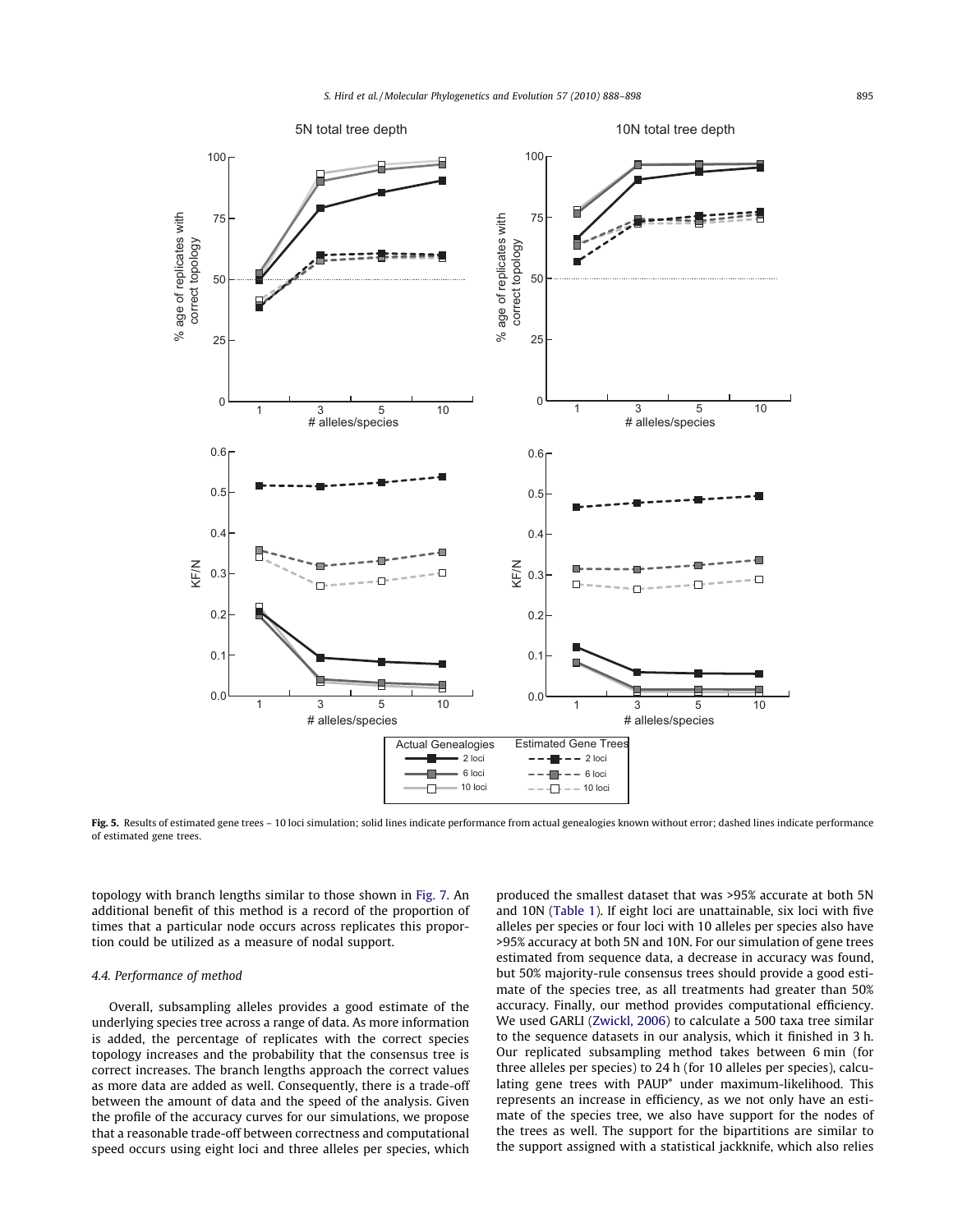**Fig. 5.** Results of estimated gene trees – 10 loci simulation; solid lines indicate performance from actual genealogies known without error; dashed lines indicate performance of estimated gene trees.

topology with branch lengths similar to those shown in Fig. 7. An additional benefit of this method is a record of the proportion of times that a particular node occurs across replicates this proportion could be utilized as a measure of nodal support.

### 4.4. Performance of method

Overall, subsampling alleles provides a good estimate of the underlying species tree across a range of data. As more information is added, the percentage of replicates with the correct species topology increases and the probability that the consensus tree is correct increases. The branch lengths approach the correct values as more data are added as well. Consequently, there is a trade-off between the amount of data and the speed of the analysis. Given the profile of the accuracy curves for our simulations, we propose that a reasonable trade-off between correctness and computational speed occurs using eight loci and three alleles per species, which produced the smallest dataset that was >95% accurate at both 5N and 10N (Table 1). If eight loci are unattainable, six loci with five alleles per species or four loci with 10 alleles per species also have >95% accuracy at both 5N and 10N. For our simulation of gene trees estimated from sequence data, a decrease in accuracy was found, but 50% majority-rule consensus trees should provide a good estimate of the species tree, as all treatments had greater than 50% accuracy. Finally, our method provides computational efficiency. We used GARLI (Zwickl, 2006) to calculate a 500 taxa tree similar to the sequence datasets in our analysis, which it finished in 3 h. Our replicated subsampling method takes between 6 min (for three alleles per species) to 24 h (for 10 alleles per species), calculating gene trees with PAUP* under maximum-likelihood. This represents an increase in efficiency, as we not only have an estimate of the species tree, we also have support for the nodes of the trees as well. The support for the bipartitions are similar to the support assigned with a statistical jackknife, which also relies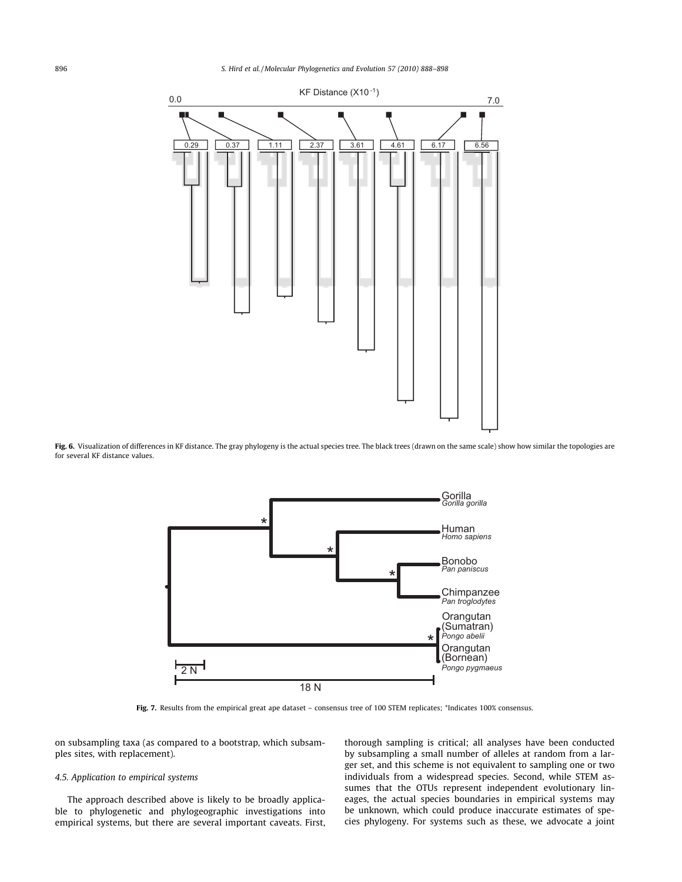**Fig. 6.** Visualization of differences in KF distance. The gray phylogeny is the actual species tree. The black trees (drawn on the same scale) show how similar the topologies are for several KF distance values.

**Fig. 7.** Results from the empirical great ape dataset – consensus tree of 100 STEM replicates; *Indicates 100% consensus.

on subsampling taxa (as compared to a bootstrap, which subsamples sites, with replacement).

### 4.5. Application to empirical systems

The approach described above is likely to be broadly applicable to phylogenetic and phylogeographic investigations into empirical systems, but there are several important caveats. First, thorough sampling is critical; all analyses have been conducted by subsampling a small number of alleles at random from a larger set, and this scheme is not equivalent to sampling one or two individuals from a widespread species. Second, while STEM assumes that the OTUs represent independent evolutionary lineages, the actual species boundaries in empirical systems may be unknown, which could produce inaccurate estimates of species phylogeny. For systems such as these, we advocate a joint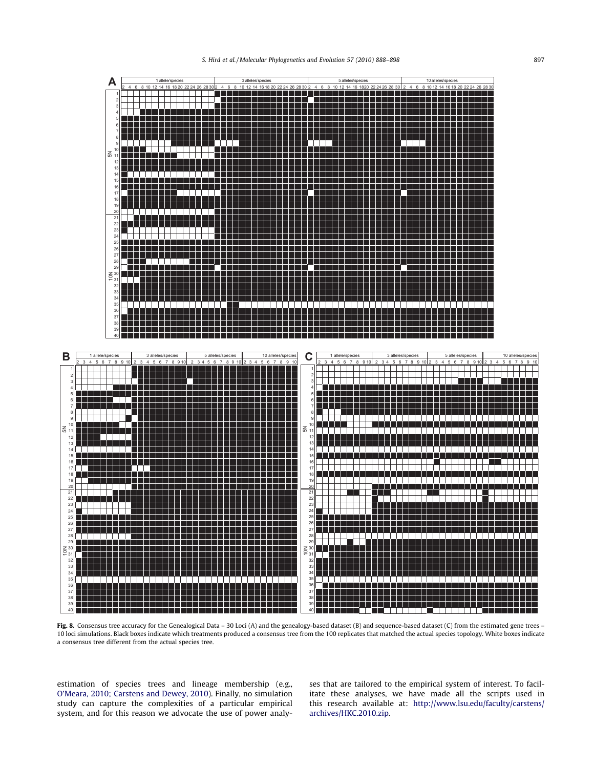**Fig. 8.** Consensus tree accuracy for the Genealogical Data – 30 Loci (A) and the genealogy-based dataset (B) and sequence-based dataset (C) from the estimated gene trees – 10 loci simulations. Black boxes indicate which treatments produced a consensus tree from the 100 replicates that matched the actual species topology. White boxes indicate a consensus tree different from the actual species tree.

estimation of species trees and lineage membership (e.g., O'Meara, 2010; Carstens and Dewey, 2010). Finally, no simulation study can capture the complexities of a particular empirical system, and for this reason we advocate the use of power analyses that are tailored to the empirical system of interest. To facilitate these analyses, we have made all the scripts used in this research available at: http://www.lsu.edu/faculty/carstens/archives/HKC.2010.zip.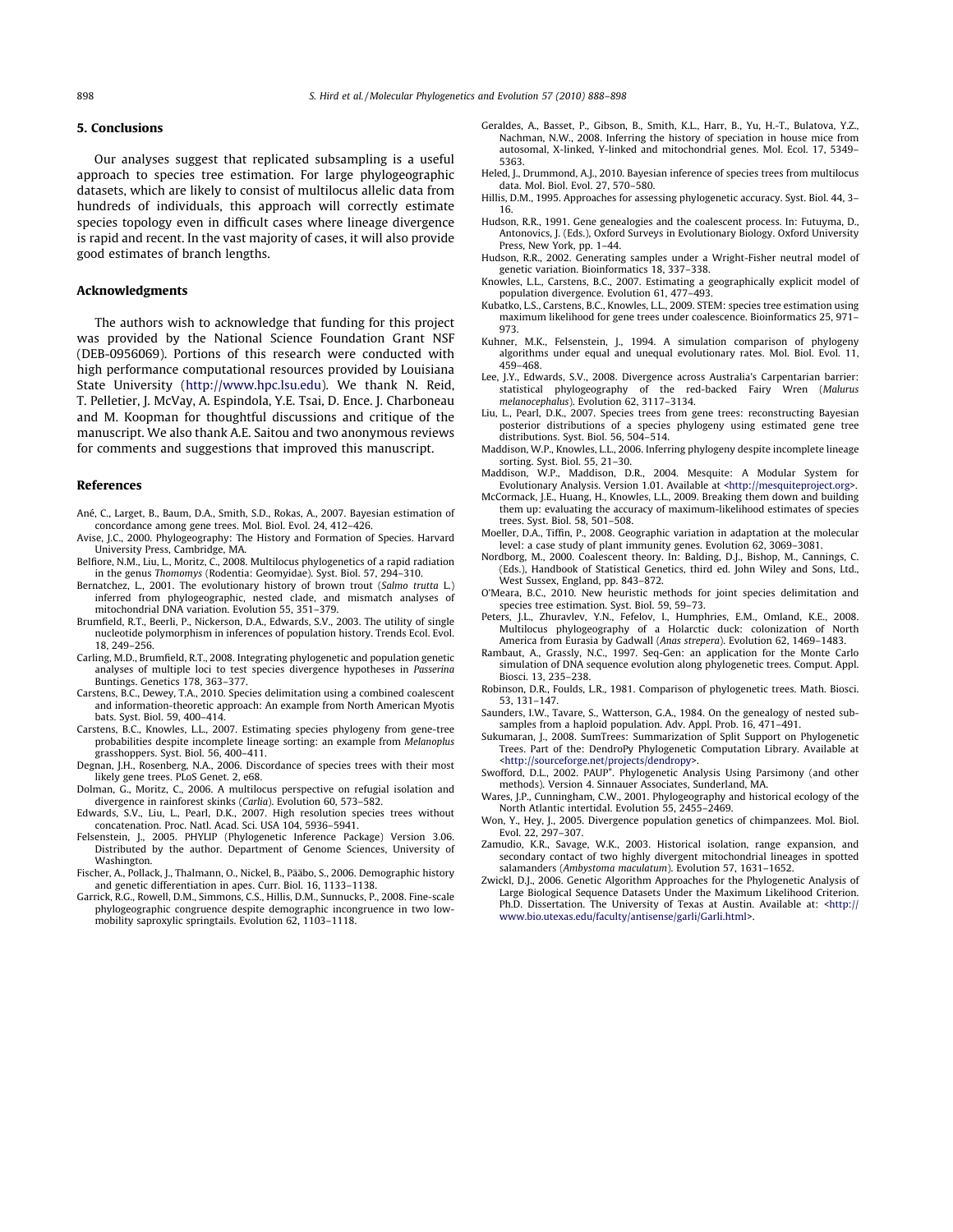## 5. Conclusions

Our analyses suggest that replicated subsampling is a useful approach to species tree estimation. For large phylogeographic datasets, which are likely to consist of multilocus allelic data from hundreds of individuals, this approach will correctly estimate species topology even in difficult cases where lineage divergence is rapid and recent. In the vast majority of cases, it will also provide good estimates of branch lengths.

## Acknowledgments

The authors wish to acknowledge that funding for this project was provided by the National Science Foundation Grant NSF (DEB-0956069). Portions of this research were conducted with high performance computational resources provided by Louisiana State University (http://www.hpc.lsu.edu). We thank N. Reid, T. Pelletier, J. McVay, A. Espindola, Y.E. Tsai, D. Ence. J. Charboneau and M. Koopman for thoughtful discussions and critique of the manuscript. We also thank A.E. Saitou and two anonymous reviews for comments and suggestions that improved this manuscript.

## References

Ané, C., Larget, B., Baum, D.A., Smith, S.D., Rokas, A., 2007. Bayesian estimation of concordance among gene trees. Mol. Biol. Evol. 24, 412–426.

Avise, J.C., 2000. Phylogeography: The History and Formation of Species. Harvard University Press, Cambridge, MA.

Belfiore, N.M., Liu, L., Moritz, C., 2008. Multilocus phylogenetics of a rapid radiation in the genus *Thomomys* (Rodentia: Geomyidae). Syst. Biol. 57, 294–310.

Bernatchez, L., 2001. The evolutionary history of brown trout (*Salmo trutta* L.) inferred from phylogeographic, nested clade, and mismatch analyses of mitochondrial DNA variation. Evolution 55, 351–379.

Brumfield, R.T., Beerli, P., Nickerson, D.A., Edwards, S.V., 2003. The utility of single nucleotide polymorphism in inferences of population history. Trends Ecol. Evol. 18, 249–256.

Carling, M.D., Brumfield, R.T., 2008. Integrating phylogenetic and population genetic analyses of multiple loci to test species divergence hypotheses in *Passerina* Buntings. Genetics 178, 363–377.

Carstens, B.C., Dewey, T.A., 2010. Species delimitation using a combined coalescent and information-theoretic approach: An example from North American Myotis bats. Syst. Biol. 59, 400–414.

Carstens, B.C., Knowles, L.L., 2007. Estimating species phylogeny from gene-tree probabilities despite incomplete lineage sorting: an example from *Melanoplus* grasshoppers. Syst. Biol. 56, 400–411.

Degnan, J.H., Rosenberg, N.A., 2006. Discordance of species trees with their most likely gene trees. PLoS Genet. 2, e68.

Dolman, G., Moritz, C., 2006. A multilocus perspective on refugial isolation and divergence in rainforest skinks (*Carlia*). Evolution 60, 573–582.

Edwards, S.V., Liu, L., Pearl, D.K., 2007. High resolution species trees without concatenation. Proc. Natl. Acad. Sci. USA 104, 5936–5941.

Felsenstein, J., 2005. PHYLIP (Phylogenetic Inference Package) Version 3.06. Distributed by the author. Department of Genome Sciences, University of Washington.

Fischer, A., Pollack, J., Thalmann, O., Nickel, B., Pääbo, S., 2006. Demographic history and genetic differentiation in apes. Curr. Biol. 16, 1133–1138.

Garrick, R.G., Rowell, D.M., Simmons, C.S., Hillis, D.M., Sunnucks, P., 2008. Fine-scale phylogeographic congruence despite demographic incongruence in two low-mobility saproxylic springtails. Evolution 62, 1103–1118.

Geraldes, A., Basset, P., Gibson, B., Smith, K.L., Harr, B., Yu, H.-T., Bulatova, Y.Z., Nachman, N.W., 2008. Inferring the history of speciation in house mice from autosomal, X-linked, Y-linked and mitochondrial genes. Mol. Ecol. 17, 5349–5363.

Heled, J., Drummond, A.J., 2010. Bayesian inference of species trees from multilocus data. Mol. Biol. Evol. 27, 570–580.

Hillis, D.M., 1995. Approaches for assessing phylogenetic accuracy. Syst. Biol. 44, 3–16.

Hudson, R.R., 1991. Gene genealogies and the coalescent process. In: Futuyma, D., Antonovics, J. (Eds.), Oxford Surveys in Evolutionary Biology. Oxford University Press, New York, pp. 1–44.

Hudson, R.R., 2002. Generating samples under a Wright-Fisher neutral model of genetic variation. Bioinformatics 18, 337–338.

Knowles, L.L., Carstens, B.C., 2007. Estimating a geographically explicit model of population divergence. Evolution 61, 477–493.

Kubatko, L.S., Carstens, B.C., Knowles, L.L., 2009. STEM: species tree estimation using maximum likelihood for gene trees under coalescence. Bioinformatics 25, 971–973.

Kuhner, M.K., Felsenstein, J., 1994. A simulation comparison of phylogeny algorithms under equal and unequal evolutionary rates. Mol. Biol. Evol. 11, 459–468.

Lee, J.Y., Edwards, S.V., 2008. Divergence across Australia's Carpentarian barrier: statistical phylogeography of the red-backed Fairy Wren (*Malurus melanocephalus*). Evolution 62, 3117–3134.

Liu, L., Pearl, D.K., 2007. Species trees from gene trees: reconstructing Bayesian posterior distributions of a species phylogeny using estimated gene tree distributions. Syst. Biol. 56, 504–514.

Maddison, W.P., Knowles, L.L., 2006. Inferring phylogeny despite incomplete lineage sorting. Syst. Biol. 55, 21–30.

Maddison, W.P., Maddison, D.R., 2004. Mesquite: A Modular System for Evolutionary Analysis. Version 1.01. Available at <http://mesquiteproject.org>.

McCormack, J.E., Huang, H., Knowles, L.L., 2009. Breaking them down and building them up: evaluating the accuracy of maximum-likelihood estimates of species trees. Syst. Biol. 58, 501–508.

Moeller, D.A., Tiffin, P., 2008. Geographic variation in adaptation at the molecular level: a case study of plant immunity genes. Evolution 62, 3069–3081.

Nordborg, M., 2000. Coalescent theory. In: Balding, D.J., Bishop, M., Cannings, C. (Eds.), Handbook of Statistical Genetics, third ed. John Wiley and Sons, Ltd., West Sussex, England, pp. 843–872.

O'Meara, B.C., 2010. New heuristic methods for joint species delimitation and species tree estimation. Syst. Biol. 59, 59–73.

Peters, J.L., Zhuravlev, Y.N., Fefelov, I., Humphries, E.M., Omland, K.E., 2008. Multilocus phylogeography of a Holarctic duck: colonization of North America from Eurasia by Gadwall (*Anas strepera*). Evolution 62, 1469–1483.

Rambaut, A., Grassly, N.C., 1997. Seq-Gen: an application for the Monte Carlo simulation of DNA sequence evolution along phylogenetic trees. Comput. Appl. Biosci. 13, 235–238.

Robinson, D.R., Foulds, L.R., 1981. Comparison of phylogenetic trees. Math. Biosci. 53, 131–147.

Saunders, I.W., Tavare, S., Watterson, G.A., 1984. On the genealogy of nested subsamples from a haploid population. Adv. Appl. Prob. 16, 471–491.

Sukumaran, J., 2008. SumTrees: Summarization of Split Support on Phylogenetic Trees. Part of the: DendroPy Phylogenetic Computation Library. Available at <http://sourceforge.net/projects/dendropy>.

Swofford, D.L., 2002. PAUP*. Phylogenetic Analysis Using Parsimony (and other methods). Version 4. Sinnauer Associates, Sunderland, MA.

Wares, J.P., Cunningham, C.W., 2001. Phylogeography and historical ecology of the North Atlantic intertidal. Evolution 55, 2455–2469.

Won, Y., Hey, J., 2005. Divergence population genetics of chimpanzees. Mol. Biol. Evol. 22, 297–307.

Zamudio, K.R., Savage, W.K., 2003. Historical isolation, range expansion, and secondary contact of two highly divergent mitochondrial lineages in spotted salamanders (*Ambystoma maculatum*). Evolution 57, 1631–1652.

Zwickl, D.J., 2006. Genetic Algorithm Approaches for the Phylogenetic Analysis of Large Biological Sequence Datasets Under the Maximum Likelihood Criterion. Ph.D. Dissertation. The University of Texas at Austin. Available at: <http://www.bio.utexas.edu/faculty/antisense/garli/Garli.html>.